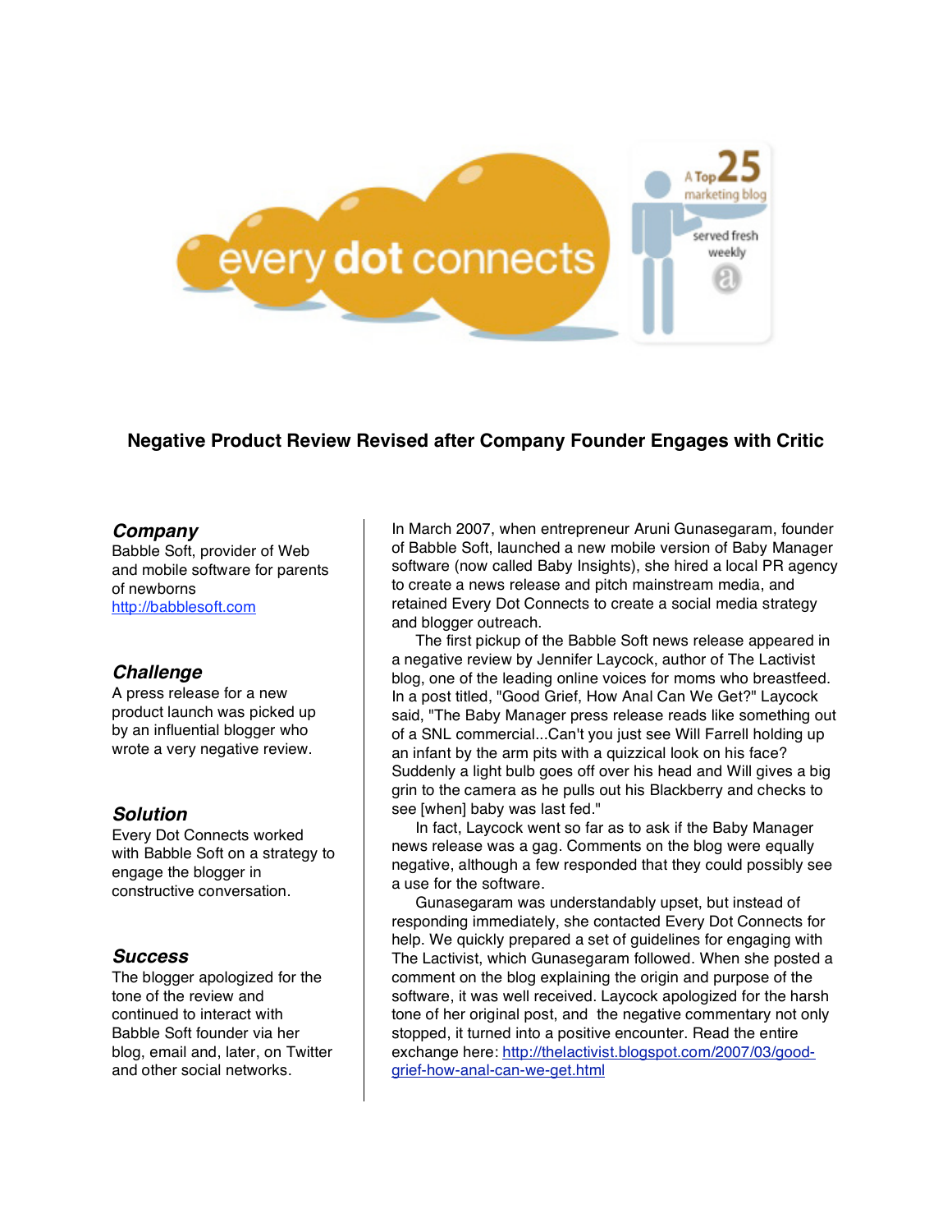# Negative Product Review Revised after Company Founder Engages with Critic

### *Company*

Babble Soft, provider of Web and mobile software for parents of newborns
http://babblesoft.com

### *Challenge*

A press release for a new product launch was picked up by an influential blogger who wrote a very negative review.

### *Solution*

Every Dot Connects worked with Babble Soft on a strategy to engage the blogger in constructive conversation.

### *Success*

The blogger apologized for the tone of the review and continued to interact with Babble Soft founder via her blog, email and, later, on Twitter and other social networks.

In March 2007, when entrepreneur Aruni Gunasegaram, founder of Babble Soft, launched a new mobile version of Baby Manager software (now called Baby Insights), she hired a local PR agency to create a news release and pitch mainstream media, and retained Every Dot Connects to create a social media strategy and blogger outreach.

The first pickup of the Babble Soft news release appeared in a negative review by Jennifer Laycock, author of The Lactivist blog, one of the leading online voices for moms who breastfeed. In a post titled, "Good Grief, How Anal Can We Get?" Laycock said, "The Baby Manager press release reads like something out of a SNL commercial...Can't you just see Will Farrell holding up an infant by the arm pits with a quizzical look on his face? Suddenly a light bulb goes off over his head and Will gives a big grin to the camera as he pulls out his Blackberry and checks to see [when] baby was last fed."

In fact, Laycock went so far as to ask if the Baby Manager news release was a gag. Comments on the blog were equally negative, although a few responded that they could possibly see a use for the software.

Gunasegaram was understandably upset, but instead of responding immediately, she contacted Every Dot Connects for help. We quickly prepared a set of guidelines for engaging with The Lactivist, which Gunasegaram followed. When she posted a comment on the blog explaining the origin and purpose of the software, it was well received. Laycock apologized for the harsh tone of her original post, and the negative commentary not only stopped, it turned into a positive encounter. Read the entire exchange here: http://thelactivist.blogspot.com/2007/03/good-grief-how-anal-can-we-get.html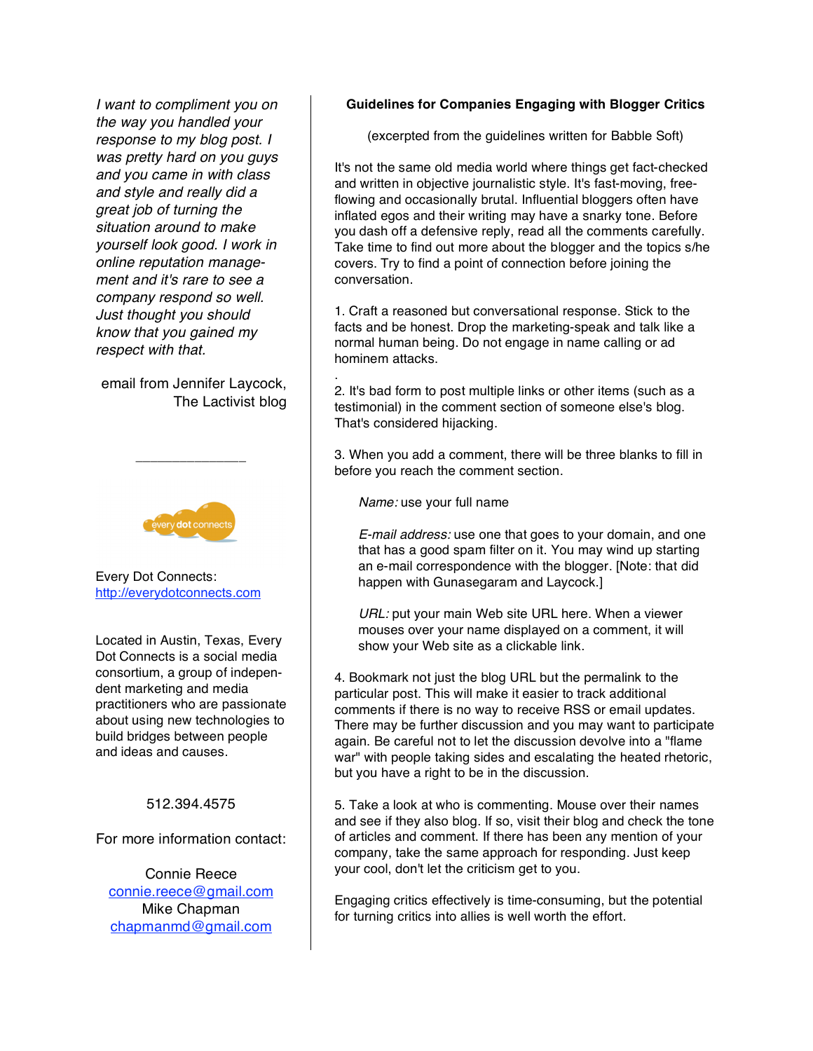*I want to compliment you on the way you handled your response to my blog post. I was pretty hard on you guys and you came in with class and style and really did a great job of turning the situation around to make yourself look good. I work in online reputation management and it's rare to see a company respond so well. Just thought you should know that you gained my respect with that.*

email from Jennifer Laycock, The Lactivist blog

---

every dot connects

Every Dot Connects: http://everydotconnects.com

Located in Austin, Texas, Every Dot Connects is a social media consortium, a group of independent marketing and media practitioners who are passionate about using new technologies to build bridges between people and ideas and causes.

512.394.4575

For more information contact:

Connie Reece
connie.reece@gmail.com
Mike Chapman
chapmanmd@gmail.com

**Guidelines for Companies Engaging with Blogger Critics**

(excerpted from the guidelines written for Babble Soft)

It's not the same old media world where things get fact-checked and written in objective journalistic style. It's fast-moving, free-flowing and occasionally brutal. Influential bloggers often have inflated egos and their writing may have a snarky tone. Before you dash off a defensive reply, read all the comments carefully. Take time to find out more about the blogger and the topics s/he covers. Try to find a point of connection before joining the conversation.

1. Craft a reasoned but conversational response. Stick to the facts and be honest. Drop the marketing-speak and talk like a normal human being. Do not engage in name calling or ad hominem attacks.

2. It's bad form to post multiple links or other items (such as a testimonial) in the comment section of someone else's blog. That's considered hijacking.

3. When you add a comment, there will be three blanks to fill in before you reach the comment section.

   *Name:* use your full name

   *E-mail address:* use one that goes to your domain, and one that has a good spam filter on it. You may wind up starting an e-mail correspondence with the blogger. [Note: that did happen with Gunasegaram and Laycock.]

   *URL:* put your main Web site URL here. When a viewer mouses over your name displayed on a comment, it will show your Web site as a clickable link.

4. Bookmark not just the blog URL but the permalink to the particular post. This will make it easier to track additional comments if there is no way to receive RSS or email updates. There may be further discussion and you may want to participate again. Be careful not to let the discussion devolve into a "flame war" with people taking sides and escalating the heated rhetoric, but you have a right to be in the discussion.

5. Take a look at who is commenting. Mouse over their names and see if they also blog. If so, visit their blog and check the tone of articles and comment. If there has been any mention of your company, take the same approach for responding. Just keep your cool, don't let the criticism get to you.

Engaging critics effectively is time-consuming, but the potential for turning critics into allies is well worth the effort.